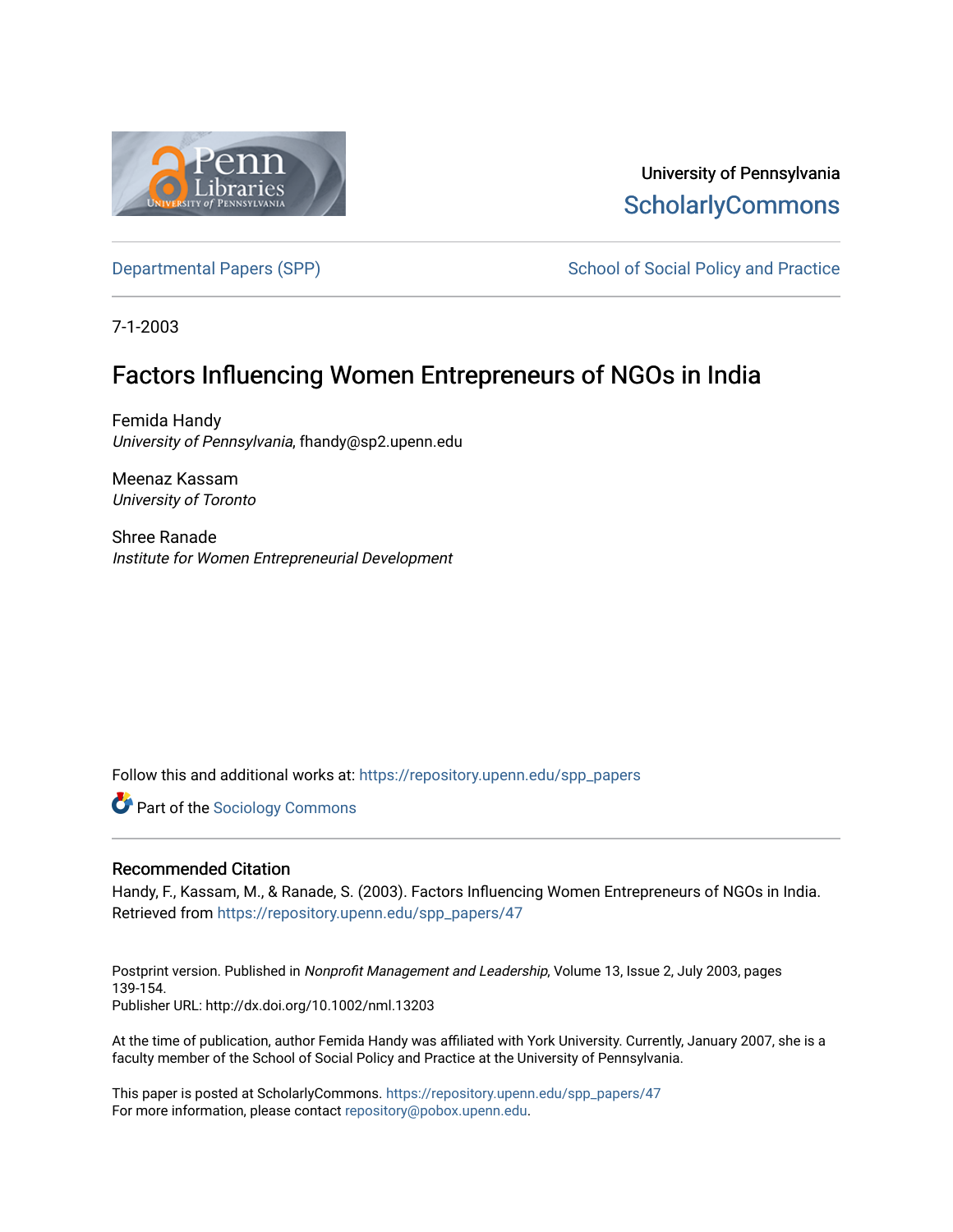University of Pennsylvania
ScholarlyCommons

Departmental Papers (SPP) | School of Social Policy and Practice

7-1-2003

# Factors Influencing Women Entrepreneurs of NGOs in India

Femida Handy
*University of Pennsylvania*, fhandy@sp2.upenn.edu

Meenaz Kassam
*University of Toronto*

Shree Ranade
*Institute for Women Entrepreneurial Development*

Follow this and additional works at: https://repository.upenn.edu/spp_papers

Part of the Sociology Commons

## Recommended Citation

Handy, F., Kassam, M., & Ranade, S. (2003). Factors Influencing Women Entrepreneurs of NGOs in India. Retrieved from https://repository.upenn.edu/spp_papers/47

Postprint version. Published in *Nonprofit Management and Leadership*, Volume 13, Issue 2, July 2003, pages 139-154.
Publisher URL: http://dx.doi.org/10.1002/nml.13203

At the time of publication, author Femida Handy was affiliated with York University. Currently, January 2007, she is a faculty member of the School of Social Policy and Practice at the University of Pennsylvania.

This paper is posted at ScholarlyCommons. https://repository.upenn.edu/spp_papers/47
For more information, please contact repository@pobox.upenn.edu.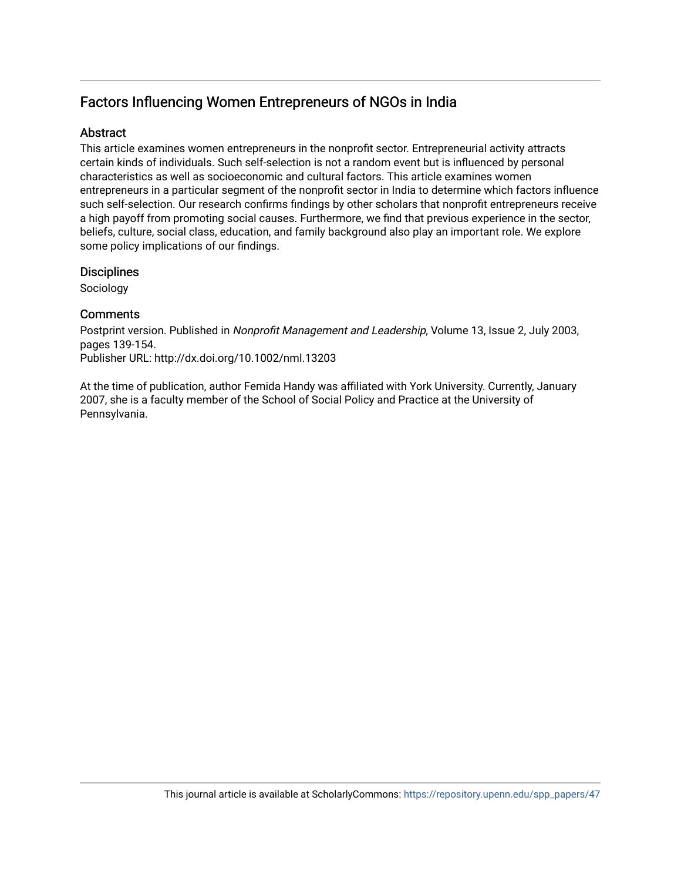## Factors Influencing Women Entrepreneurs of NGOs in India

### Abstract

This article examines women entrepreneurs in the nonprofit sector. Entrepreneurial activity attracts certain kinds of individuals. Such self-selection is not a random event but is influenced by personal characteristics as well as socioeconomic and cultural factors. This article examines women entrepreneurs in a particular segment of the nonprofit sector in India to determine which factors influence such self-selection. Our research confirms findings by other scholars that nonprofit entrepreneurs receive a high payoff from promoting social causes. Furthermore, we find that previous experience in the sector, beliefs, culture, social class, education, and family background also play an important role. We explore some policy implications of our findings.

### Disciplines

Sociology

### Comments

Postprint version. Published in *Nonprofit Management and Leadership*, Volume 13, Issue 2, July 2003, pages 139-154.
Publisher URL: http://dx.doi.org/10.1002/nml.13203

At the time of publication, author Femida Handy was affiliated with York University. Currently, January 2007, she is a faculty member of the School of Social Policy and Practice at the University of Pennsylvania.

This journal article is available at ScholarlyCommons: https://repository.upenn.edu/spp_papers/47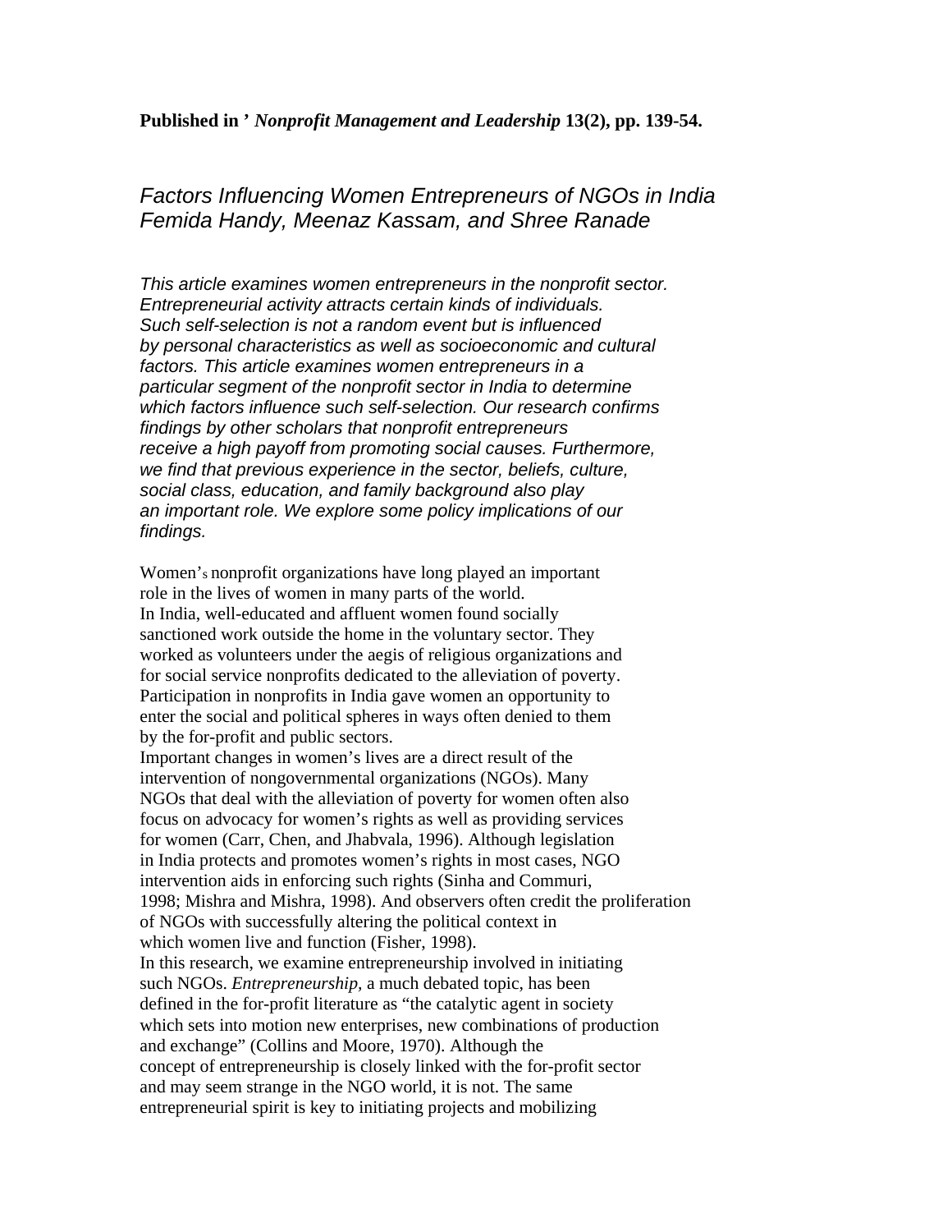**Published in ' *Nonprofit Management and Leadership* 13(2), pp. 139-54.**

# *Factors Influencing Women Entrepreneurs of NGOs in India*

## *Femida Handy, Meenaz Kassam, and Shree Ranade*

*This article examines women entrepreneurs in the nonprofit sector. Entrepreneurial activity attracts certain kinds of individuals. Such self-selection is not a random event but is influenced by personal characteristics as well as socioeconomic and cultural factors. This article examines women entrepreneurs in a particular segment of the nonprofit sector in India to determine which factors influence such self-selection. Our research confirms findings by other scholars that nonprofit entrepreneurs receive a high payoff from promoting social causes. Furthermore, we find that previous experience in the sector, beliefs, culture, social class, education, and family background also play an important role. We explore some policy implications of our findings.*

Women's nonprofit organizations have long played an important role in the lives of women in many parts of the world. In India, well-educated and affluent women found socially sanctioned work outside the home in the voluntary sector. They worked as volunteers under the aegis of religious organizations and for social service nonprofits dedicated to the alleviation of poverty. Participation in nonprofits in India gave women an opportunity to enter the social and political spheres in ways often denied to them by the for-profit and public sectors.

Important changes in women's lives are a direct result of the intervention of nongovernmental organizations (NGOs). Many NGOs that deal with the alleviation of poverty for women often also focus on advocacy for women's rights as well as providing services for women (Carr, Chen, and Jhabvala, 1996). Although legislation in India protects and promotes women's rights in most cases, NGO intervention aids in enforcing such rights (Sinha and Commuri, 1998; Mishra and Mishra, 1998). And observers often credit the proliferation of NGOs with successfully altering the political context in which women live and function (Fisher, 1998).

In this research, we examine entrepreneurship involved in initiating such NGOs. *Entrepreneurship,* a much debated topic, has been defined in the for-profit literature as "the catalytic agent in society which sets into motion new enterprises, new combinations of production and exchange" (Collins and Moore, 1970). Although the concept of entrepreneurship is closely linked with the for-profit sector and may seem strange in the NGO world, it is not. The same entrepreneurial spirit is key to initiating projects and mobilizing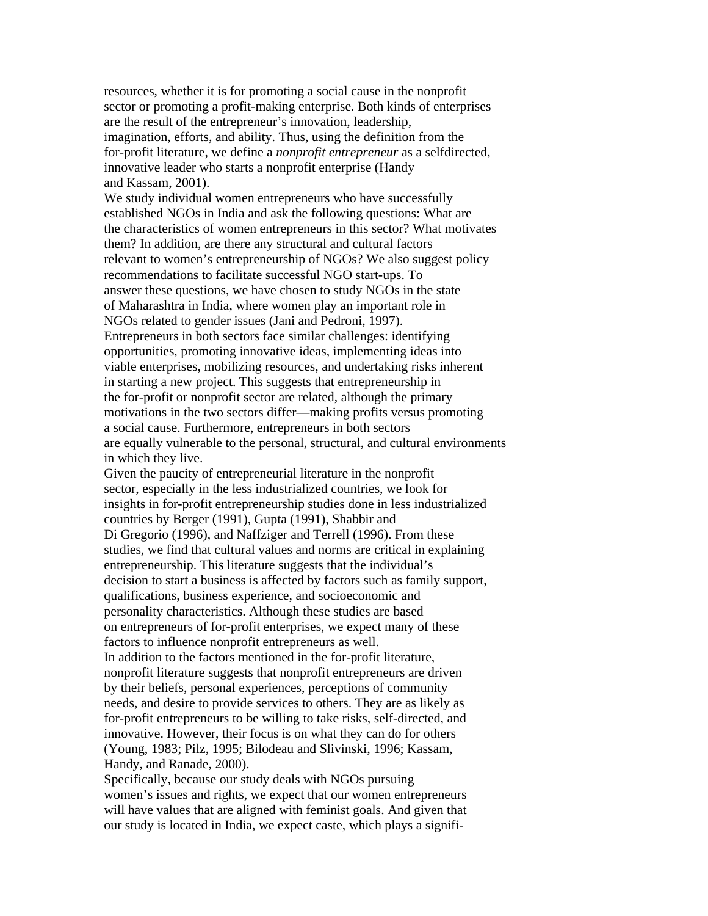resources, whether it is for promoting a social cause in the nonprofit sector or promoting a profit-making enterprise. Both kinds of enterprises are the result of the entrepreneur's innovation, leadership, imagination, efforts, and ability. Thus, using the definition from the for-profit literature, we define a *nonprofit entrepreneur* as a selfdirected, innovative leader who starts a nonprofit enterprise (Handy and Kassam, 2001).

We study individual women entrepreneurs who have successfully established NGOs in India and ask the following questions: What are the characteristics of women entrepreneurs in this sector? What motivates them? In addition, are there any structural and cultural factors relevant to women's entrepreneurship of NGOs? We also suggest policy recommendations to facilitate successful NGO start-ups. To answer these questions, we have chosen to study NGOs in the state of Maharashtra in India, where women play an important role in NGOs related to gender issues (Jani and Pedroni, 1997).

Entrepreneurs in both sectors face similar challenges: identifying opportunities, promoting innovative ideas, implementing ideas into viable enterprises, mobilizing resources, and undertaking risks inherent in starting a new project. This suggests that entrepreneurship in the for-profit or nonprofit sector are related, although the primary motivations in the two sectors differ—making profits versus promoting a social cause. Furthermore, entrepreneurs in both sectors are equally vulnerable to the personal, structural, and cultural environments in which they live.

Given the paucity of entrepreneurial literature in the nonprofit sector, especially in the less industrialized countries, we look for insights in for-profit entrepreneurship studies done in less industrialized countries by Berger (1991), Gupta (1991), Shabbir and Di Gregorio (1996), and Naffziger and Terrell (1996). From these studies, we find that cultural values and norms are critical in explaining entrepreneurship. This literature suggests that the individual's decision to start a business is affected by factors such as family support, qualifications, business experience, and socioeconomic and personality characteristics. Although these studies are based on entrepreneurs of for-profit enterprises, we expect many of these factors to influence nonprofit entrepreneurs as well.

In addition to the factors mentioned in the for-profit literature, nonprofit literature suggests that nonprofit entrepreneurs are driven by their beliefs, personal experiences, perceptions of community needs, and desire to provide services to others. They are as likely as for-profit entrepreneurs to be willing to take risks, self-directed, and innovative. However, their focus is on what they can do for others (Young, 1983; Pilz, 1995; Bilodeau and Slivinski, 1996; Kassam, Handy, and Ranade, 2000).

Specifically, because our study deals with NGOs pursuing women's issues and rights, we expect that our women entrepreneurs will have values that are aligned with feminist goals. And given that our study is located in India, we expect caste, which plays a signifi-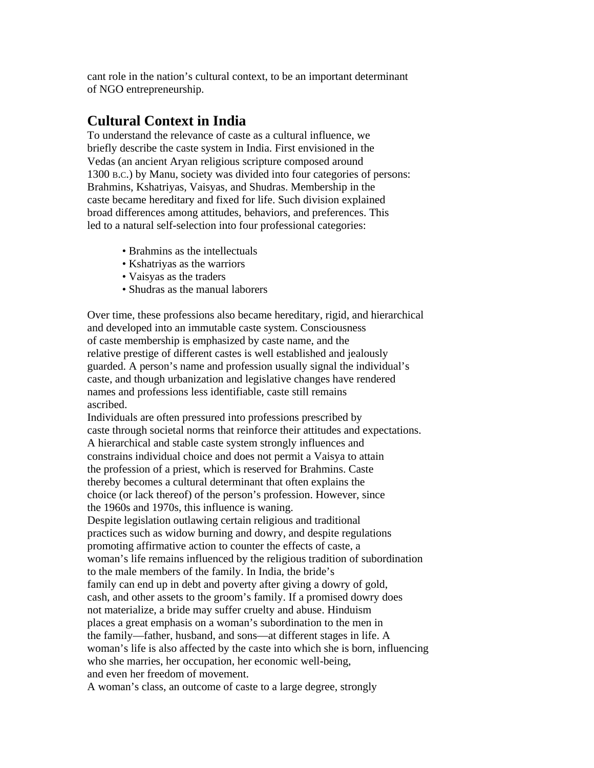cant role in the nation's cultural context, to be an important determinant of NGO entrepreneurship.

## Cultural Context in India

To understand the relevance of caste as a cultural influence, we briefly describe the caste system in India. First envisioned in the Vedas (an ancient Aryan religious scripture composed around 1300 B.C.) by Manu, society was divided into four categories of persons: Brahmins, Kshatriyas, Vaisyas, and Shudras. Membership in the caste became hereditary and fixed for life. Such division explained broad differences among attitudes, behaviors, and preferences. This led to a natural self-selection into four professional categories:

- Brahmins as the intellectuals
- Kshatriyas as the warriors
- Vaisyas as the traders
- Shudras as the manual laborers

Over time, these professions also became hereditary, rigid, and hierarchical and developed into an immutable caste system. Consciousness of caste membership is emphasized by caste name, and the relative prestige of different castes is well established and jealously guarded. A person's name and profession usually signal the individual's caste, and though urbanization and legislative changes have rendered names and professions less identifiable, caste still remains ascribed.

Individuals are often pressured into professions prescribed by caste through societal norms that reinforce their attitudes and expectations. A hierarchical and stable caste system strongly influences and constrains individual choice and does not permit a Vaisya to attain the profession of a priest, which is reserved for Brahmins. Caste thereby becomes a cultural determinant that often explains the choice (or lack thereof) of the person's profession. However, since the 1960s and 1970s, this influence is waning.

Despite legislation outlawing certain religious and traditional practices such as widow burning and dowry, and despite regulations promoting affirmative action to counter the effects of caste, a woman's life remains influenced by the religious tradition of subordination to the male members of the family. In India, the bride's family can end up in debt and poverty after giving a dowry of gold, cash, and other assets to the groom's family. If a promised dowry does not materialize, a bride may suffer cruelty and abuse. Hinduism places a great emphasis on a woman's subordination to the men in the family—father, husband, and sons—at different stages in life. A woman's life is also affected by the caste into which she is born, influencing who she marries, her occupation, her economic well-being, and even her freedom of movement.

A woman's class, an outcome of caste to a large degree, strongly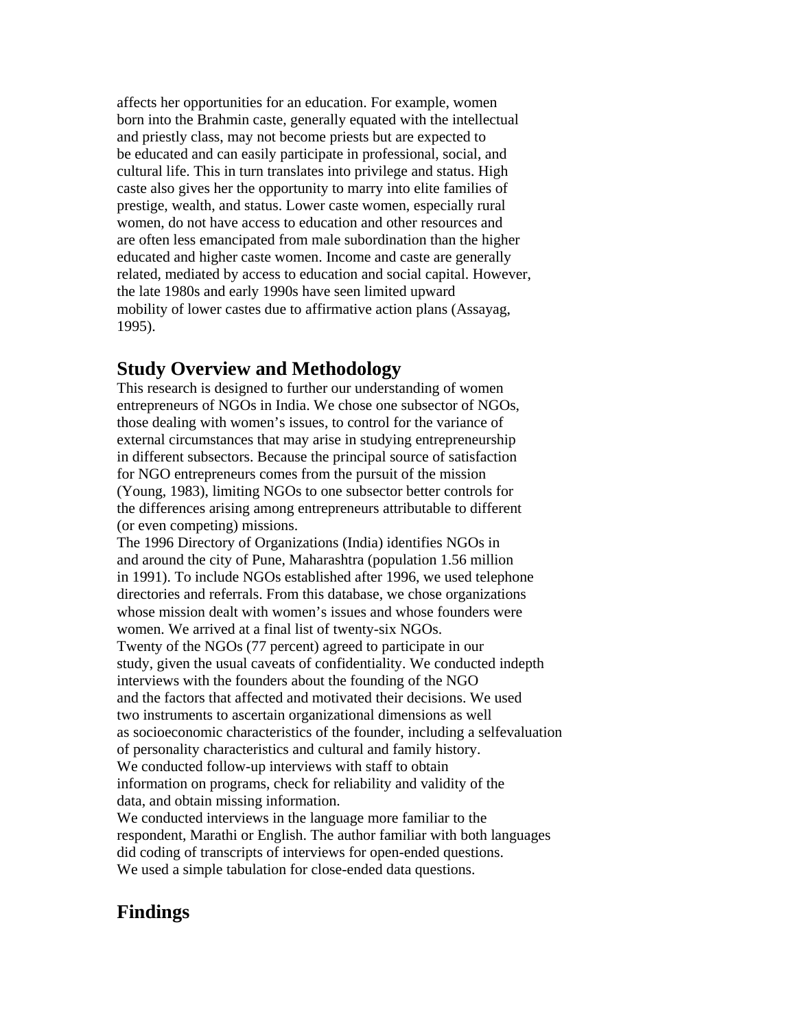affects her opportunities for an education. For example, women born into the Brahmin caste, generally equated with the intellectual and priestly class, may not become priests but are expected to be educated and can easily participate in professional, social, and cultural life. This in turn translates into privilege and status. High caste also gives her the opportunity to marry into elite families of prestige, wealth, and status. Lower caste women, especially rural women, do not have access to education and other resources and are often less emancipated from male subordination than the higher educated and higher caste women. Income and caste are generally related, mediated by access to education and social capital. However, the late 1980s and early 1990s have seen limited upward mobility of lower castes due to affirmative action plans (Assayag, 1995).

## Study Overview and Methodology

This research is designed to further our understanding of women entrepreneurs of NGOs in India. We chose one subsector of NGOs, those dealing with women's issues, to control for the variance of external circumstances that may arise in studying entrepreneurship in different subsectors. Because the principal source of satisfaction for NGO entrepreneurs comes from the pursuit of the mission (Young, 1983), limiting NGOs to one subsector better controls for the differences arising among entrepreneurs attributable to different (or even competing) missions.

The 1996 Directory of Organizations (India) identifies NGOs in and around the city of Pune, Maharashtra (population 1.56 million in 1991). To include NGOs established after 1996, we used telephone directories and referrals. From this database, we chose organizations whose mission dealt with women's issues and whose founders were women. We arrived at a final list of twenty-six NGOs.

Twenty of the NGOs (77 percent) agreed to participate in our study, given the usual caveats of confidentiality. We conducted indepth interviews with the founders about the founding of the NGO and the factors that affected and motivated their decisions. We used two instruments to ascertain organizational dimensions as well as socioeconomic characteristics of the founder, including a selfevaluation of personality characteristics and cultural and family history.

We conducted follow-up interviews with staff to obtain information on programs, check for reliability and validity of the data, and obtain missing information.

We conducted interviews in the language more familiar to the respondent, Marathi or English. The author familiar with both languages did coding of transcripts of interviews for open-ended questions. We used a simple tabulation for close-ended data questions.

## Findings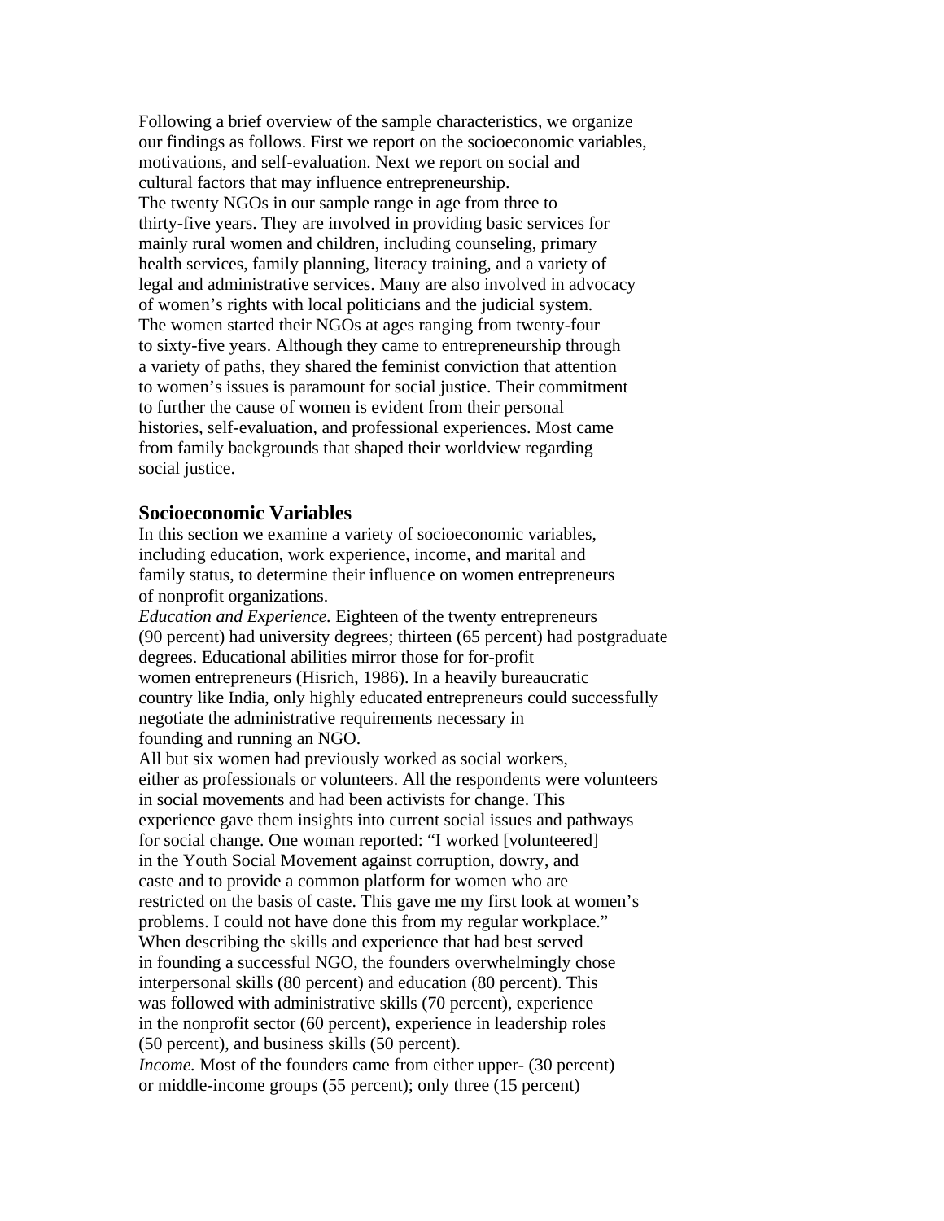Following a brief overview of the sample characteristics, we organize our findings as follows. First we report on the socioeconomic variables, motivations, and self-evaluation. Next we report on social and cultural factors that may influence entrepreneurship.

The twenty NGOs in our sample range in age from three to thirty-five years. They are involved in providing basic services for mainly rural women and children, including counseling, primary health services, family planning, literacy training, and a variety of legal and administrative services. Many are also involved in advocacy of women's rights with local politicians and the judicial system.

The women started their NGOs at ages ranging from twenty-four to sixty-five years. Although they came to entrepreneurship through a variety of paths, they shared the feminist conviction that attention to women's issues is paramount for social justice. Their commitment to further the cause of women is evident from their personal histories, self-evaluation, and professional experiences. Most came from family backgrounds that shaped their worldview regarding social justice.

## Socioeconomic Variables

In this section we examine a variety of socioeconomic variables, including education, work experience, income, and marital and family status, to determine their influence on women entrepreneurs of nonprofit organizations.

*Education and Experience.* Eighteen of the twenty entrepreneurs (90 percent) had university degrees; thirteen (65 percent) had postgraduate degrees. Educational abilities mirror those for for-profit women entrepreneurs (Hisrich, 1986). In a heavily bureaucratic country like India, only highly educated entrepreneurs could successfully negotiate the administrative requirements necessary in founding and running an NGO.

All but six women had previously worked as social workers, either as professionals or volunteers. All the respondents were volunteers in social movements and had been activists for change. This experience gave them insights into current social issues and pathways for social change. One woman reported: "I worked [volunteered] in the Youth Social Movement against corruption, dowry, and caste and to provide a common platform for women who are restricted on the basis of caste. This gave me my first look at women's problems. I could not have done this from my regular workplace."

When describing the skills and experience that had best served in founding a successful NGO, the founders overwhelmingly chose interpersonal skills (80 percent) and education (80 percent). This was followed with administrative skills (70 percent), experience in the nonprofit sector (60 percent), experience in leadership roles (50 percent), and business skills (50 percent).

*Income.* Most of the founders came from either upper- (30 percent) or middle-income groups (55 percent); only three (15 percent)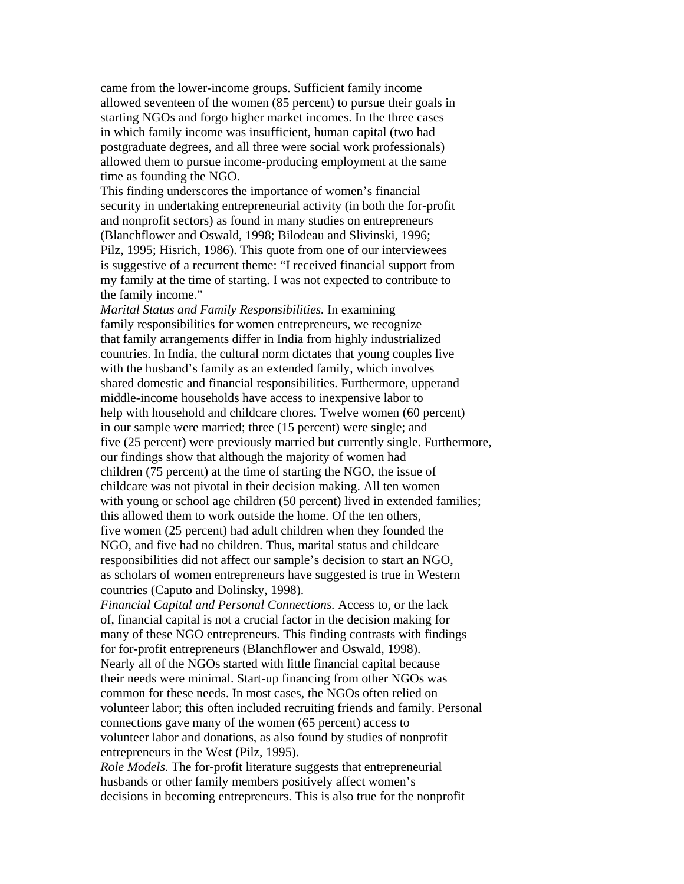came from the lower-income groups. Sufficient family income allowed seventeen of the women (85 percent) to pursue their goals in starting NGOs and forgo higher market incomes. In the three cases in which family income was insufficient, human capital (two had postgraduate degrees, and all three were social work professionals) allowed them to pursue income-producing employment at the same time as founding the NGO.

This finding underscores the importance of women's financial security in undertaking entrepreneurial activity (in both the for-profit and nonprofit sectors) as found in many studies on entrepreneurs (Blanchflower and Oswald, 1998; Bilodeau and Slivinski, 1996; Pilz, 1995; Hisrich, 1986). This quote from one of our interviewees is suggestive of a recurrent theme: "I received financial support from my family at the time of starting. I was not expected to contribute to the family income."

*Marital Status and Family Responsibilities.* In examining family responsibilities for women entrepreneurs, we recognize that family arrangements differ in India from highly industrialized countries. In India, the cultural norm dictates that young couples live with the husband's family as an extended family, which involves shared domestic and financial responsibilities. Furthermore, upperand middle-income households have access to inexpensive labor to help with household and childcare chores. Twelve women (60 percent) in our sample were married; three (15 percent) were single; and five (25 percent) were previously married but currently single. Furthermore, our findings show that although the majority of women had children (75 percent) at the time of starting the NGO, the issue of childcare was not pivotal in their decision making. All ten women with young or school age children (50 percent) lived in extended families; this allowed them to work outside the home. Of the ten others, five women (25 percent) had adult children when they founded the NGO, and five had no children. Thus, marital status and childcare responsibilities did not affect our sample's decision to start an NGO, as scholars of women entrepreneurs have suggested is true in Western countries (Caputo and Dolinsky, 1998).

*Financial Capital and Personal Connections.* Access to, or the lack of, financial capital is not a crucial factor in the decision making for many of these NGO entrepreneurs. This finding contrasts with findings for for-profit entrepreneurs (Blanchflower and Oswald, 1998). Nearly all of the NGOs started with little financial capital because their needs were minimal. Start-up financing from other NGOs was common for these needs. In most cases, the NGOs often relied on volunteer labor; this often included recruiting friends and family. Personal connections gave many of the women (65 percent) access to volunteer labor and donations, as also found by studies of nonprofit entrepreneurs in the West (Pilz, 1995).

*Role Models.* The for-profit literature suggests that entrepreneurial husbands or other family members positively affect women's decisions in becoming entrepreneurs. This is also true for the nonprofit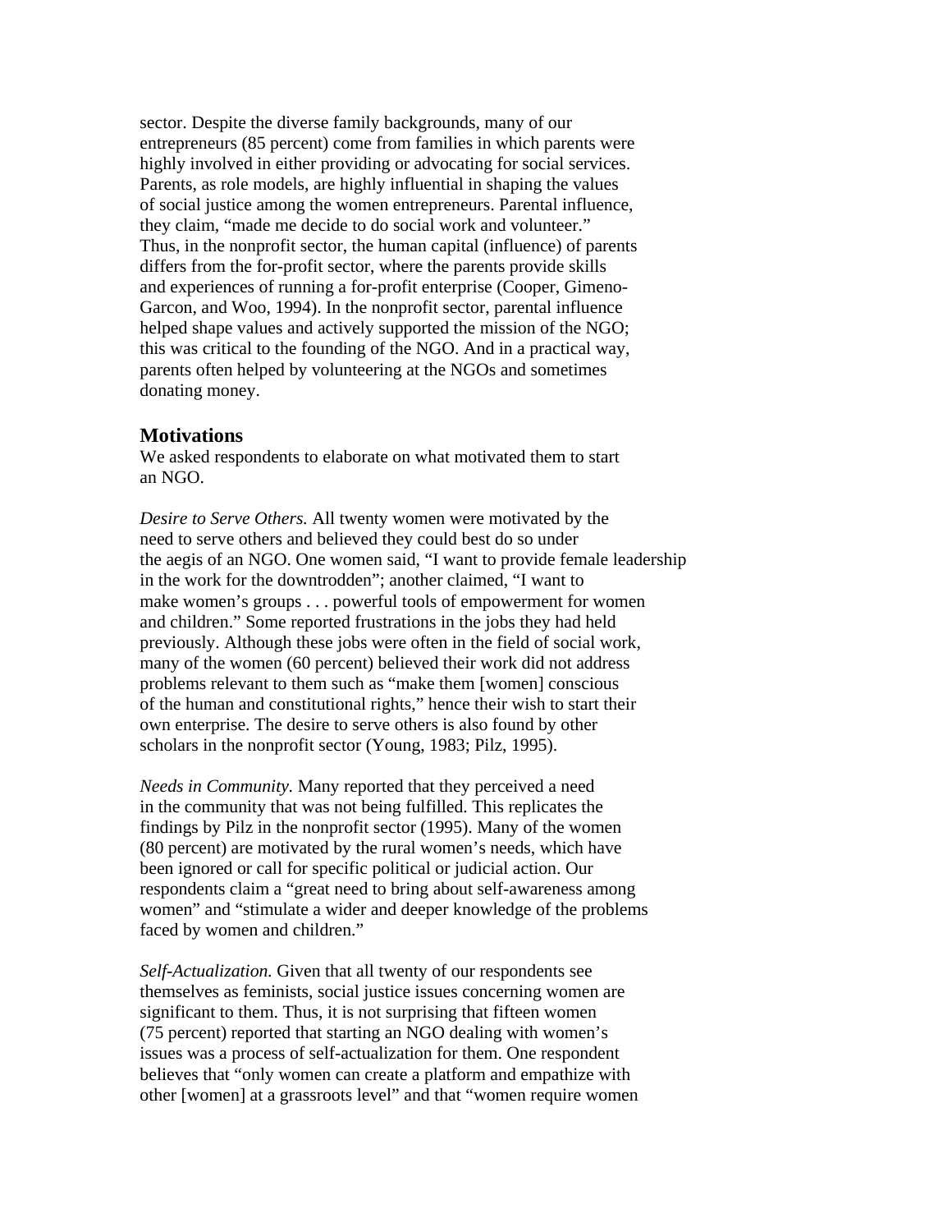sector. Despite the diverse family backgrounds, many of our entrepreneurs (85 percent) come from families in which parents were highly involved in either providing or advocating for social services. Parents, as role models, are highly influential in shaping the values of social justice among the women entrepreneurs. Parental influence, they claim, "made me decide to do social work and volunteer." Thus, in the nonprofit sector, the human capital (influence) of parents differs from the for-profit sector, where the parents provide skills and experiences of running a for-profit enterprise (Cooper, Gimeno-Garcon, and Woo, 1994). In the nonprofit sector, parental influence helped shape values and actively supported the mission of the NGO; this was critical to the founding of the NGO. And in a practical way, parents often helped by volunteering at the NGOs and sometimes donating money.

## Motivations

We asked respondents to elaborate on what motivated them to start an NGO.

*Desire to Serve Others.* All twenty women were motivated by the need to serve others and believed they could best do so under the aegis of an NGO. One women said, "I want to provide female leadership in the work for the downtrodden"; another claimed, "I want to make women's groups . . . powerful tools of empowerment for women and children." Some reported frustrations in the jobs they had held previously. Although these jobs were often in the field of social work, many of the women (60 percent) believed their work did not address problems relevant to them such as "make them [women] conscious of the human and constitutional rights," hence their wish to start their own enterprise. The desire to serve others is also found by other scholars in the nonprofit sector (Young, 1983; Pilz, 1995).

*Needs in Community.* Many reported that they perceived a need in the community that was not being fulfilled. This replicates the findings by Pilz in the nonprofit sector (1995). Many of the women (80 percent) are motivated by the rural women's needs, which have been ignored or call for specific political or judicial action. Our respondents claim a "great need to bring about self-awareness among women" and "stimulate a wider and deeper knowledge of the problems faced by women and children."

*Self-Actualization.* Given that all twenty of our respondents see themselves as feminists, social justice issues concerning women are significant to them. Thus, it is not surprising that fifteen women (75 percent) reported that starting an NGO dealing with women's issues was a process of self-actualization for them. One respondent believes that "only women can create a platform and empathize with other [women] at a grassroots level" and that "women require women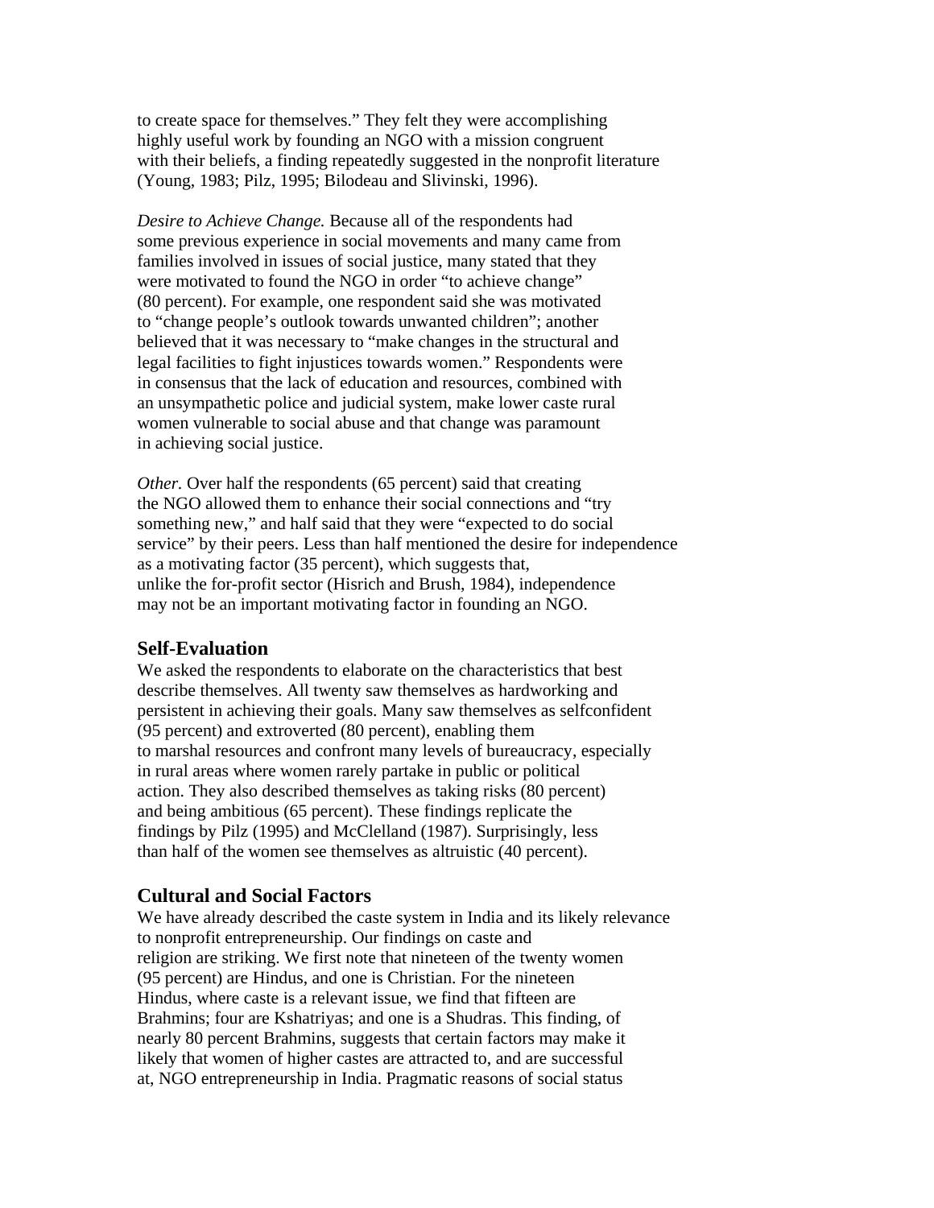to create space for themselves." They felt they were accomplishing highly useful work by founding an NGO with a mission congruent with their beliefs, a finding repeatedly suggested in the nonprofit literature (Young, 1983; Pilz, 1995; Bilodeau and Slivinski, 1996).

*Desire to Achieve Change.* Because all of the respondents had some previous experience in social movements and many came from families involved in issues of social justice, many stated that they were motivated to found the NGO in order "to achieve change" (80 percent). For example, one respondent said she was motivated to "change people's outlook towards unwanted children"; another believed that it was necessary to "make changes in the structural and legal facilities to fight injustices towards women." Respondents were in consensus that the lack of education and resources, combined with an unsympathetic police and judicial system, make lower caste rural women vulnerable to social abuse and that change was paramount in achieving social justice.

*Other.* Over half the respondents (65 percent) said that creating the NGO allowed them to enhance their social connections and "try something new," and half said that they were "expected to do social service" by their peers. Less than half mentioned the desire for independence as a motivating factor (35 percent), which suggests that, unlike the for-profit sector (Hisrich and Brush, 1984), independence may not be an important motivating factor in founding an NGO.

## Self-Evaluation

We asked the respondents to elaborate on the characteristics that best describe themselves. All twenty saw themselves as hardworking and persistent in achieving their goals. Many saw themselves as selfconfident (95 percent) and extroverted (80 percent), enabling them to marshal resources and confront many levels of bureaucracy, especially in rural areas where women rarely partake in public or political action. They also described themselves as taking risks (80 percent) and being ambitious (65 percent). These findings replicate the findings by Pilz (1995) and McClelland (1987). Surprisingly, less than half of the women see themselves as altruistic (40 percent).

## Cultural and Social Factors

We have already described the caste system in India and its likely relevance to nonprofit entrepreneurship. Our findings on caste and religion are striking. We first note that nineteen of the twenty women (95 percent) are Hindus, and one is Christian. For the nineteen Hindus, where caste is a relevant issue, we find that fifteen are Brahmins; four are Kshatriyas; and one is a Shudras. This finding, of nearly 80 percent Brahmins, suggests that certain factors may make it likely that women of higher castes are attracted to, and are successful at, NGO entrepreneurship in India. Pragmatic reasons of social status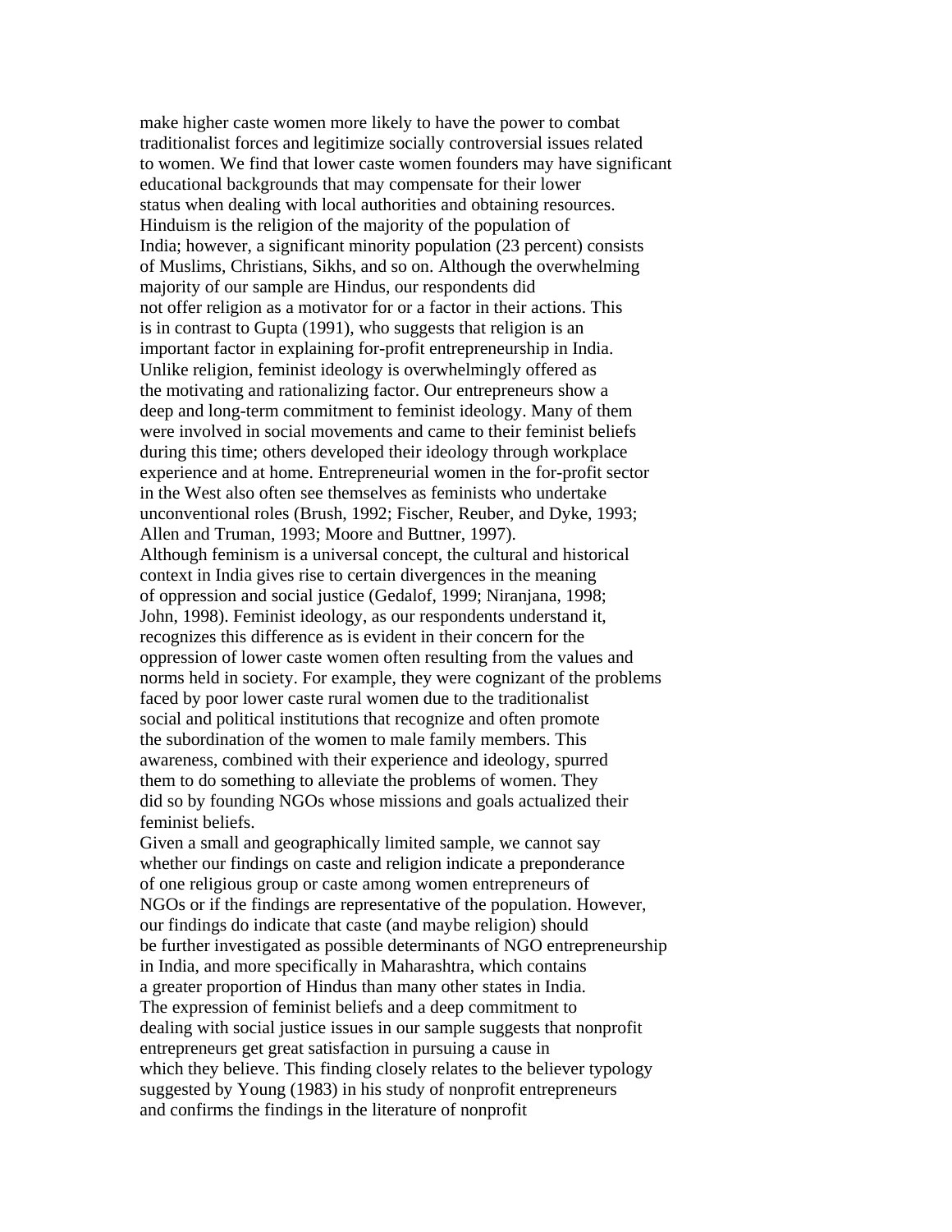make higher caste women more likely to have the power to combat traditionalist forces and legitimize socially controversial issues related to women. We find that lower caste women founders may have significant educational backgrounds that may compensate for their lower status when dealing with local authorities and obtaining resources.

Hinduism is the religion of the majority of the population of India; however, a significant minority population (23 percent) consists of Muslims, Christians, Sikhs, and so on. Although the overwhelming majority of our sample are Hindus, our respondents did not offer religion as a motivator for or a factor in their actions. This is in contrast to Gupta (1991), who suggests that religion is an important factor in explaining for-profit entrepreneurship in India.

Unlike religion, feminist ideology is overwhelmingly offered as the motivating and rationalizing factor. Our entrepreneurs show a deep and long-term commitment to feminist ideology. Many of them were involved in social movements and came to their feminist beliefs during this time; others developed their ideology through workplace experience and at home. Entrepreneurial women in the for-profit sector in the West also often see themselves as feminists who undertake unconventional roles (Brush, 1992; Fischer, Reuber, and Dyke, 1993; Allen and Truman, 1993; Moore and Buttner, 1997).

Although feminism is a universal concept, the cultural and historical context in India gives rise to certain divergences in the meaning of oppression and social justice (Gedalof, 1999; Niranjana, 1998; John, 1998). Feminist ideology, as our respondents understand it, recognizes this difference as is evident in their concern for the oppression of lower caste women often resulting from the values and norms held in society. For example, they were cognizant of the problems faced by poor lower caste rural women due to the traditionalist social and political institutions that recognize and often promote the subordination of the women to male family members. This awareness, combined with their experience and ideology, spurred them to do something to alleviate the problems of women. They did so by founding NGOs whose missions and goals actualized their feminist beliefs.

Given a small and geographically limited sample, we cannot say whether our findings on caste and religion indicate a preponderance of one religious group or caste among women entrepreneurs of NGOs or if the findings are representative of the population. However, our findings do indicate that caste (and maybe religion) should be further investigated as possible determinants of NGO entrepreneurship in India, and more specifically in Maharashtra, which contains a greater proportion of Hindus than many other states in India.

The expression of feminist beliefs and a deep commitment to dealing with social justice issues in our sample suggests that nonprofit entrepreneurs get great satisfaction in pursuing a cause in which they believe. This finding closely relates to the believer typology suggested by Young (1983) in his study of nonprofit entrepreneurs and confirms the findings in the literature of nonprofit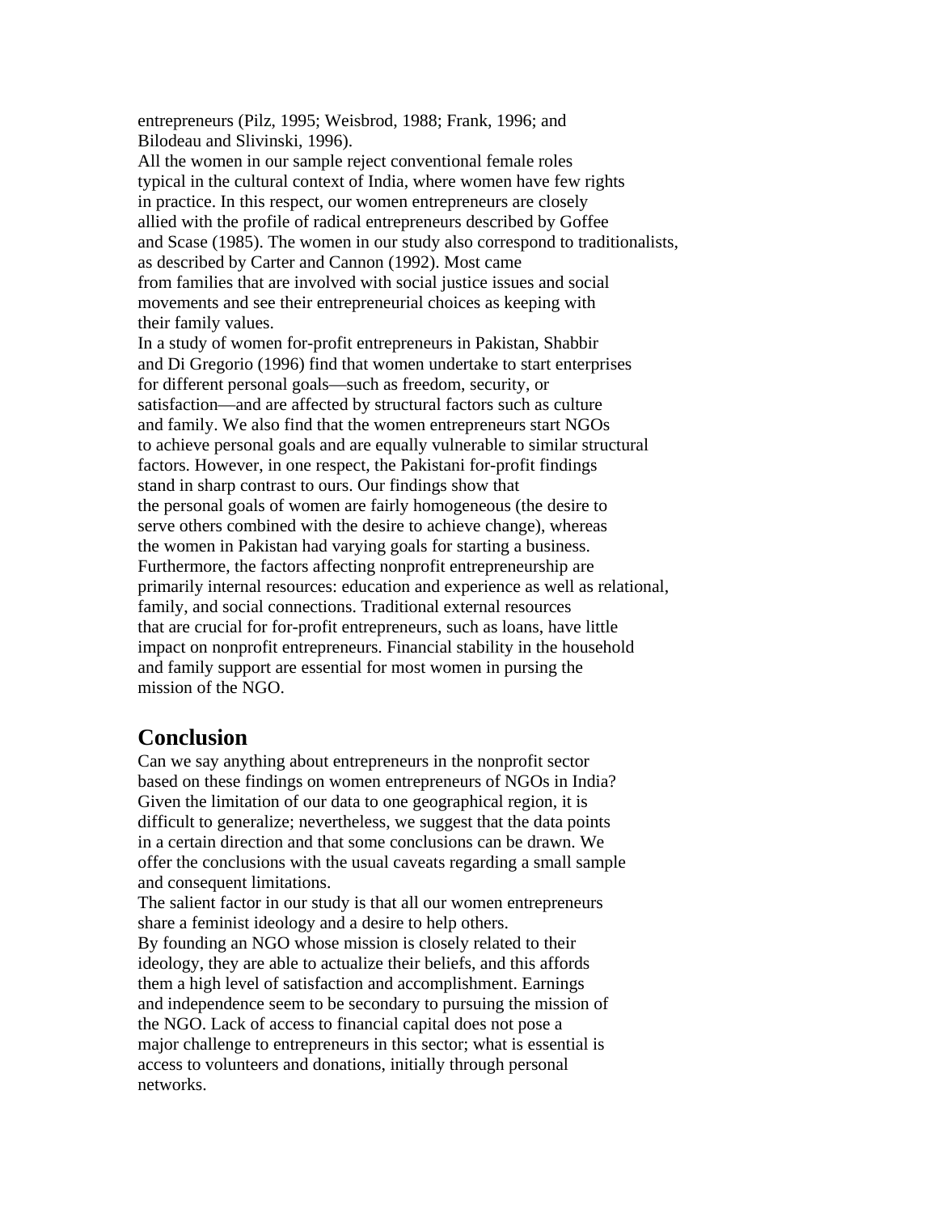entrepreneurs (Pilz, 1995; Weisbrod, 1988; Frank, 1996; and Bilodeau and Slivinski, 1996).

All the women in our sample reject conventional female roles typical in the cultural context of India, where women have few rights in practice. In this respect, our women entrepreneurs are closely allied with the profile of radical entrepreneurs described by Goffee and Scase (1985). The women in our study also correspond to traditionalists, as described by Carter and Cannon (1992). Most came from families that are involved with social justice issues and social movements and see their entrepreneurial choices as keeping with their family values.

In a study of women for-profit entrepreneurs in Pakistan, Shabbir and Di Gregorio (1996) find that women undertake to start enterprises for different personal goals—such as freedom, security, or satisfaction—and are affected by structural factors such as culture and family. We also find that the women entrepreneurs start NGOs to achieve personal goals and are equally vulnerable to similar structural factors. However, in one respect, the Pakistani for-profit findings stand in sharp contrast to ours. Our findings show that the personal goals of women are fairly homogeneous (the desire to serve others combined with the desire to achieve change), whereas the women in Pakistan had varying goals for starting a business. Furthermore, the factors affecting nonprofit entrepreneurship are primarily internal resources: education and experience as well as relational, family, and social connections. Traditional external resources that are crucial for for-profit entrepreneurs, such as loans, have little impact on nonprofit entrepreneurs. Financial stability in the household and family support are essential for most women in pursing the mission of the NGO.

## Conclusion

Can we say anything about entrepreneurs in the nonprofit sector based on these findings on women entrepreneurs of NGOs in India? Given the limitation of our data to one geographical region, it is difficult to generalize; nevertheless, we suggest that the data points in a certain direction and that some conclusions can be drawn. We offer the conclusions with the usual caveats regarding a small sample and consequent limitations.

The salient factor in our study is that all our women entrepreneurs share a feminist ideology and a desire to help others.

By founding an NGO whose mission is closely related to their ideology, they are able to actualize their beliefs, and this affords them a high level of satisfaction and accomplishment. Earnings and independence seem to be secondary to pursuing the mission of the NGO. Lack of access to financial capital does not pose a major challenge to entrepreneurs in this sector; what is essential is access to volunteers and donations, initially through personal networks.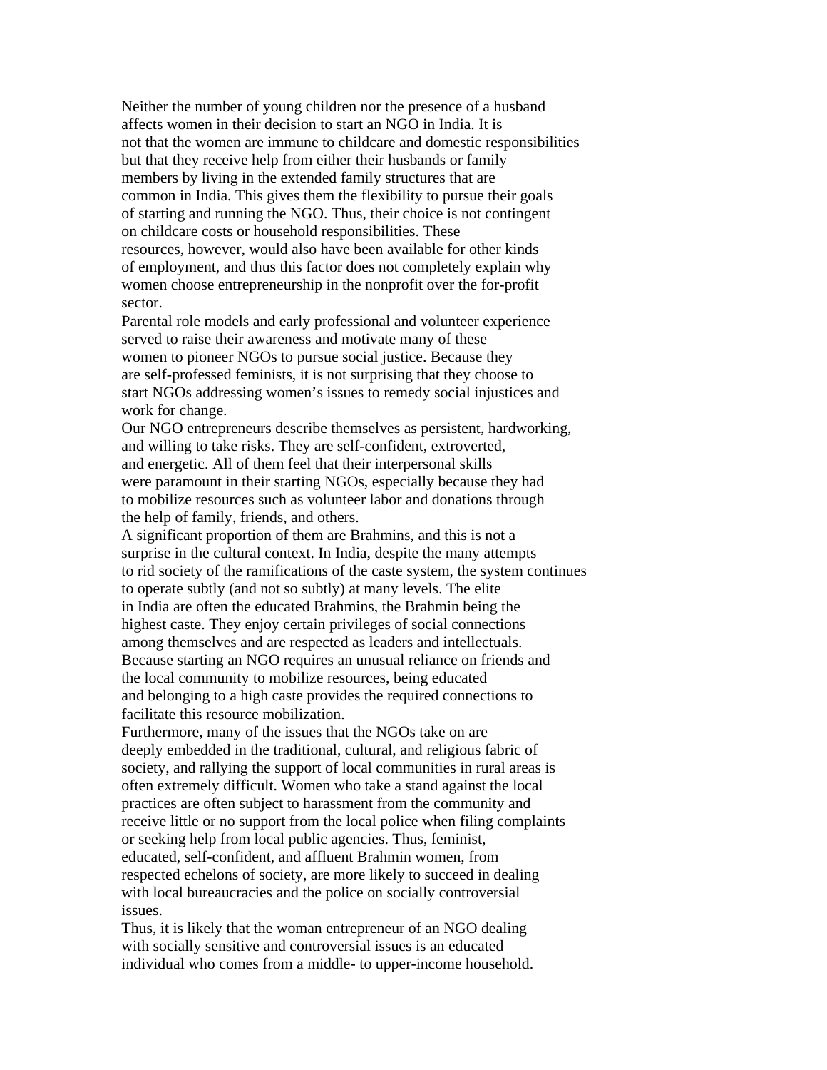Neither the number of young children nor the presence of a husband affects women in their decision to start an NGO in India. It is not that the women are immune to childcare and domestic responsibilities but that they receive help from either their husbands or family members by living in the extended family structures that are common in India. This gives them the flexibility to pursue their goals of starting and running the NGO. Thus, their choice is not contingent on childcare costs or household responsibilities. These resources, however, would also have been available for other kinds of employment, and thus this factor does not completely explain why women choose entrepreneurship in the nonprofit over the for-profit sector.

Parental role models and early professional and volunteer experience served to raise their awareness and motivate many of these women to pioneer NGOs to pursue social justice. Because they are self-professed feminists, it is not surprising that they choose to start NGOs addressing women's issues to remedy social injustices and work for change.

Our NGO entrepreneurs describe themselves as persistent, hardworking, and willing to take risks. They are self-confident, extroverted, and energetic. All of them feel that their interpersonal skills were paramount in their starting NGOs, especially because they had to mobilize resources such as volunteer labor and donations through the help of family, friends, and others.

A significant proportion of them are Brahmins, and this is not a surprise in the cultural context. In India, despite the many attempts to rid society of the ramifications of the caste system, the system continues to operate subtly (and not so subtly) at many levels. The elite in India are often the educated Brahmins, the Brahmin being the highest caste. They enjoy certain privileges of social connections among themselves and are respected as leaders and intellectuals. Because starting an NGO requires an unusual reliance on friends and the local community to mobilize resources, being educated and belonging to a high caste provides the required connections to facilitate this resource mobilization.

Furthermore, many of the issues that the NGOs take on are deeply embedded in the traditional, cultural, and religious fabric of society, and rallying the support of local communities in rural areas is often extremely difficult. Women who take a stand against the local practices are often subject to harassment from the community and receive little or no support from the local police when filing complaints or seeking help from local public agencies. Thus, feminist, educated, self-confident, and affluent Brahmin women, from respected echelons of society, are more likely to succeed in dealing with local bureaucracies and the police on socially controversial issues.

Thus, it is likely that the woman entrepreneur of an NGO dealing with socially sensitive and controversial issues is an educated individual who comes from a middle- to upper-income household.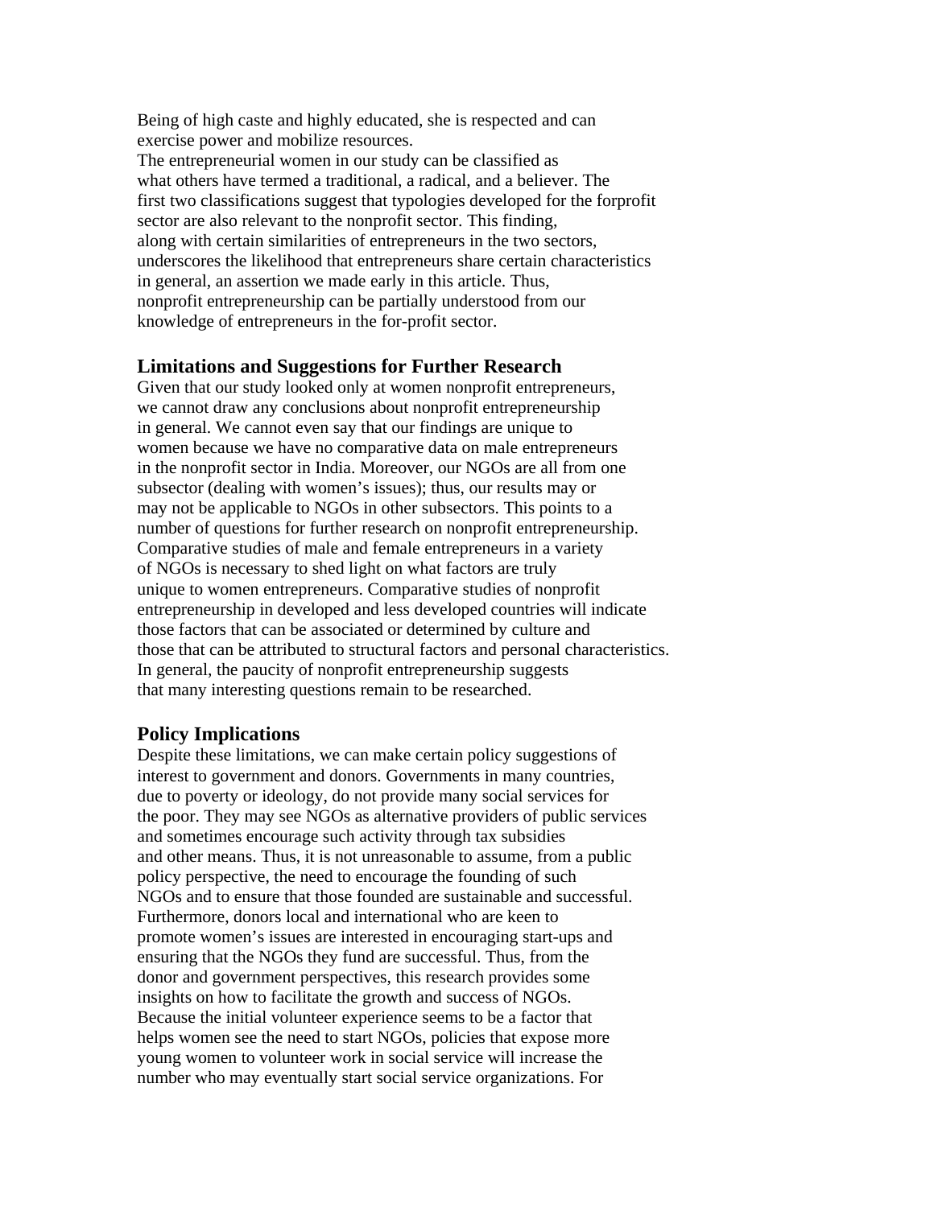Being of high caste and highly educated, she is respected and can exercise power and mobilize resources.

The entrepreneurial women in our study can be classified as what others have termed a traditional, a radical, and a believer. The first two classifications suggest that typologies developed for the forprofit sector are also relevant to the nonprofit sector. This finding, along with certain similarities of entrepreneurs in the two sectors, underscores the likelihood that entrepreneurs share certain characteristics in general, an assertion we made early in this article. Thus, nonprofit entrepreneurship can be partially understood from our knowledge of entrepreneurs in the for-profit sector.

## Limitations and Suggestions for Further Research

Given that our study looked only at women nonprofit entrepreneurs, we cannot draw any conclusions about nonprofit entrepreneurship in general. We cannot even say that our findings are unique to women because we have no comparative data on male entrepreneurs in the nonprofit sector in India. Moreover, our NGOs are all from one subsector (dealing with women's issues); thus, our results may or may not be applicable to NGOs in other subsectors. This points to a number of questions for further research on nonprofit entrepreneurship. Comparative studies of male and female entrepreneurs in a variety of NGOs is necessary to shed light on what factors are truly unique to women entrepreneurs. Comparative studies of nonprofit entrepreneurship in developed and less developed countries will indicate those factors that can be associated or determined by culture and those that can be attributed to structural factors and personal characteristics. In general, the paucity of nonprofit entrepreneurship suggests that many interesting questions remain to be researched.

## Policy Implications

Despite these limitations, we can make certain policy suggestions of interest to government and donors. Governments in many countries, due to poverty or ideology, do not provide many social services for the poor. They may see NGOs as alternative providers of public services and sometimes encourage such activity through tax subsidies and other means. Thus, it is not unreasonable to assume, from a public policy perspective, the need to encourage the founding of such NGOs and to ensure that those founded are sustainable and successful. Furthermore, donors local and international who are keen to promote women's issues are interested in encouraging start-ups and ensuring that the NGOs they fund are successful. Thus, from the donor and government perspectives, this research provides some insights on how to facilitate the growth and success of NGOs. Because the initial volunteer experience seems to be a factor that helps women see the need to start NGOs, policies that expose more young women to volunteer work in social service will increase the number who may eventually start social service organizations. For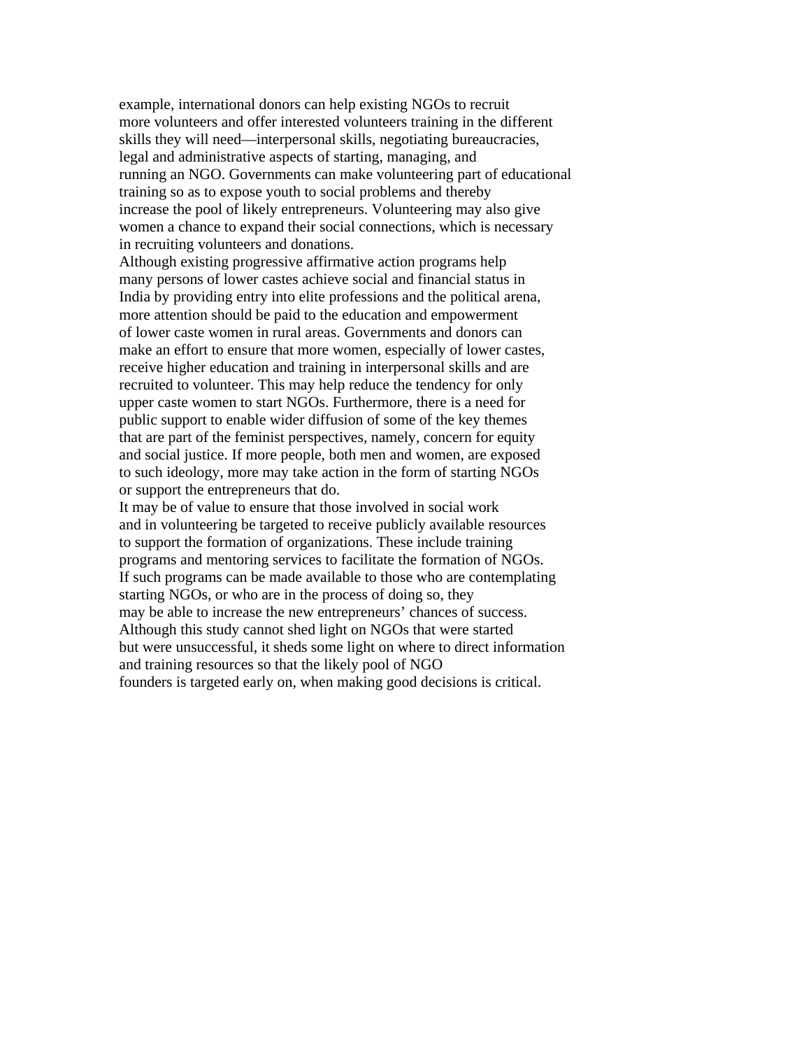example, international donors can help existing NGOs to recruit more volunteers and offer interested volunteers training in the different skills they will need—interpersonal skills, negotiating bureaucracies, legal and administrative aspects of starting, managing, and running an NGO. Governments can make volunteering part of educational training so as to expose youth to social problems and thereby increase the pool of likely entrepreneurs. Volunteering may also give women a chance to expand their social connections, which is necessary in recruiting volunteers and donations.

Although existing progressive affirmative action programs help many persons of lower castes achieve social and financial status in India by providing entry into elite professions and the political arena, more attention should be paid to the education and empowerment of lower caste women in rural areas. Governments and donors can make an effort to ensure that more women, especially of lower castes, receive higher education and training in interpersonal skills and are recruited to volunteer. This may help reduce the tendency for only upper caste women to start NGOs. Furthermore, there is a need for public support to enable wider diffusion of some of the key themes that are part of the feminist perspectives, namely, concern for equity and social justice. If more people, both men and women, are exposed to such ideology, more may take action in the form of starting NGOs or support the entrepreneurs that do.

It may be of value to ensure that those involved in social work and in volunteering be targeted to receive publicly available resources to support the formation of organizations. These include training programs and mentoring services to facilitate the formation of NGOs. If such programs can be made available to those who are contemplating starting NGOs, or who are in the process of doing so, they may be able to increase the new entrepreneurs' chances of success. Although this study cannot shed light on NGOs that were started but were unsuccessful, it sheds some light on where to direct information and training resources so that the likely pool of NGO founders is targeted early on, when making good decisions is critical.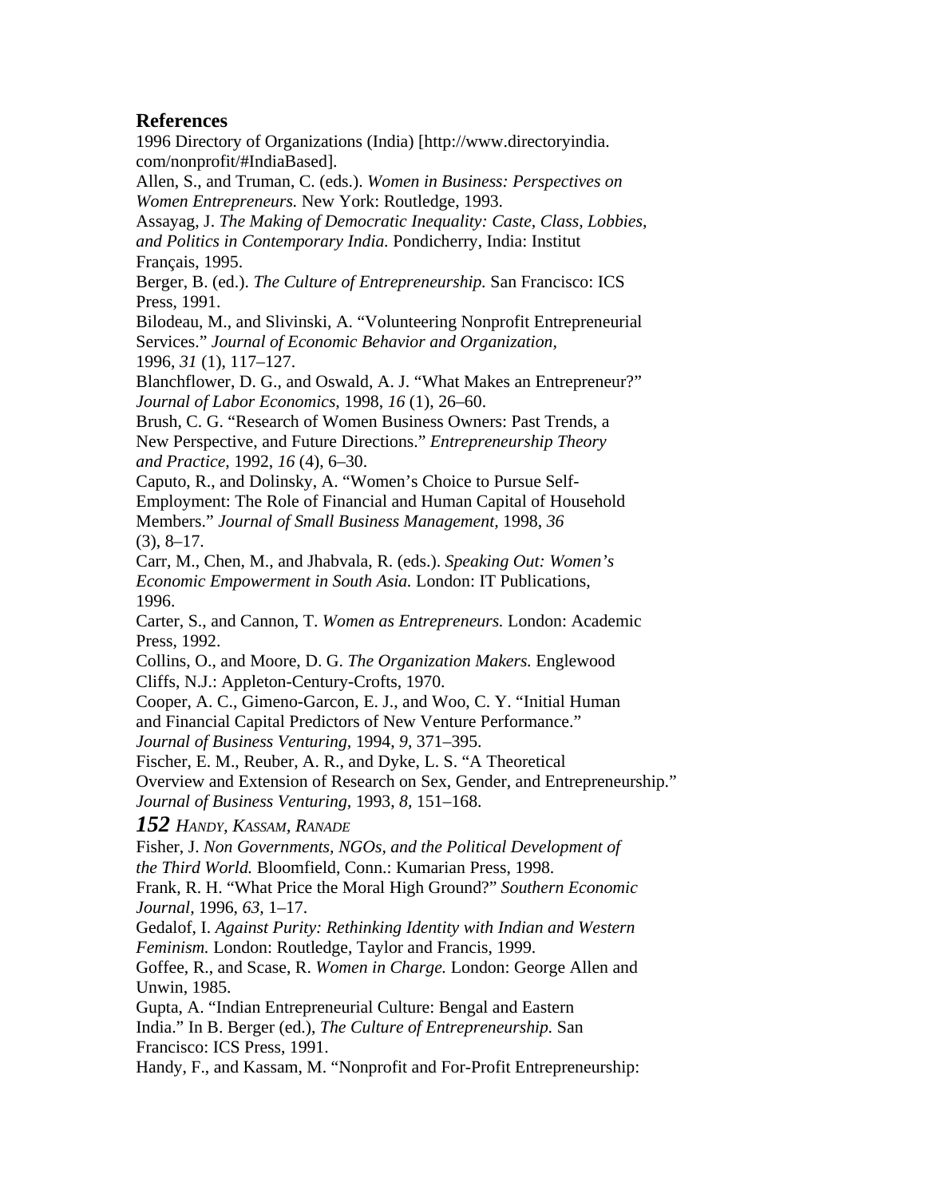## References

1996 Directory of Organizations (India) [http://www.directoryindia.com/nonprofit/#IndiaBased].

Allen, S., and Truman, C. (eds.). *Women in Business: Perspectives on Women Entrepreneurs.* New York: Routledge, 1993.

Assayag, J. *The Making of Democratic Inequality: Caste, Class, Lobbies, and Politics in Contemporary India.* Pondicherry, India: Institut Français, 1995.

Berger, B. (ed.). *The Culture of Entrepreneurship.* San Francisco: ICS Press, 1991.

Bilodeau, M., and Slivinski, A. "Volunteering Nonprofit Entrepreneurial Services." *Journal of Economic Behavior and Organization,* 1996, *31* (1), 117–127.

Blanchflower, D. G., and Oswald, A. J. "What Makes an Entrepreneur?" *Journal of Labor Economics,* 1998, *16* (1), 26–60.

Brush, C. G. "Research of Women Business Owners: Past Trends, a New Perspective, and Future Directions." *Entrepreneurship Theory and Practice,* 1992, *16* (4), 6–30.

Caputo, R., and Dolinsky, A. "Women's Choice to Pursue Self-Employment: The Role of Financial and Human Capital of Household Members." *Journal of Small Business Management,* 1998, *36* (3), 8–17.

Carr, M., Chen, M., and Jhabvala, R. (eds.). *Speaking Out: Women's Economic Empowerment in South Asia.* London: IT Publications, 1996.

Carter, S., and Cannon, T. *Women as Entrepreneurs.* London: Academic Press, 1992.

Collins, O., and Moore, D. G. *The Organization Makers.* Englewood Cliffs, N.J.: Appleton-Century-Crofts, 1970.

Cooper, A. C., Gimeno-Garcon, E. J., and Woo, C. Y. "Initial Human and Financial Capital Predictors of New Venture Performance." *Journal of Business Venturing,* 1994, *9,* 371–395.

Fischer, E. M., Reuber, A. R., and Dyke, L. S. "A Theoretical Overview and Extension of Research on Sex, Gender, and Entrepreneurship." *Journal of Business Venturing,* 1993, *8,* 151–168.

Fisher, J. *Non Governments, NGOs, and the Political Development of the Third World.* Bloomfield, Conn.: Kumarian Press, 1998.

Frank, R. H. "What Price the Moral High Ground?" *Southern Economic Journal,* 1996, *63,* 1–17.

Gedalof, I. *Against Purity: Rethinking Identity with Indian and Western Feminism.* London: Routledge, Taylor and Francis, 1999.

Goffee, R., and Scase, R. *Women in Charge.* London: George Allen and Unwin, 1985.

Gupta, A. "Indian Entrepreneurial Culture: Bengal and Eastern India." In B. Berger (ed.), *The Culture of Entrepreneurship.* San Francisco: ICS Press, 1991.

Handy, F., and Kassam, M. "Nonprofit and For-Profit Entrepreneurship: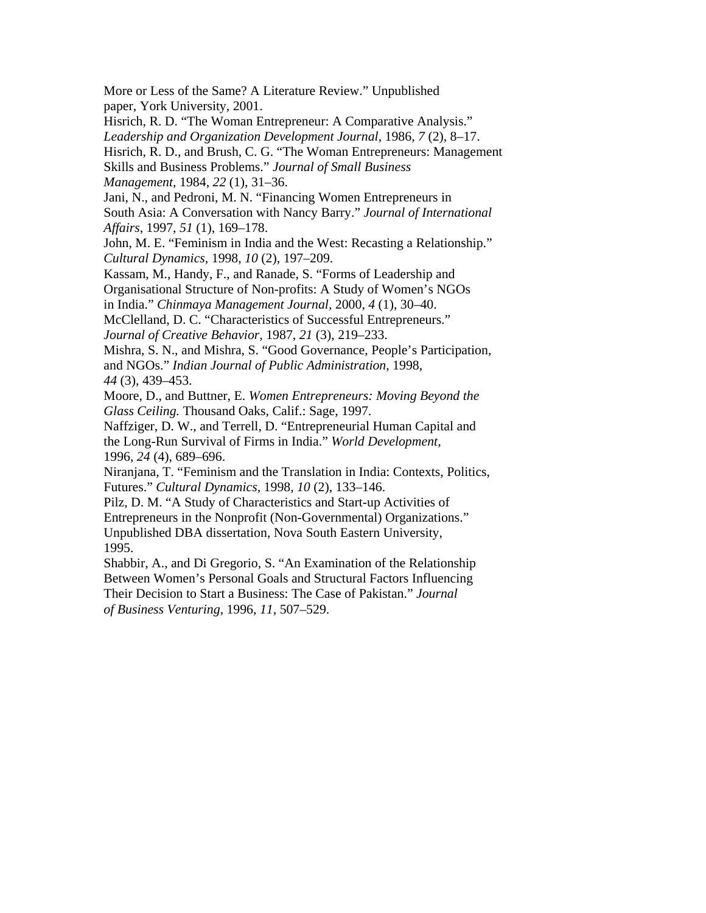More or Less of the Same? A Literature Review." Unpublished paper, York University, 2001.

Hisrich, R. D. "The Woman Entrepreneur: A Comparative Analysis." *Leadership and Organization Development Journal*, 1986, *7* (2), 8–17.

Hisrich, R. D., and Brush, C. G. "The Woman Entrepreneurs: Management Skills and Business Problems." *Journal of Small Business Management*, 1984, *22* (1), 31–36.

Jani, N., and Pedroni, M. N. "Financing Women Entrepreneurs in South Asia: A Conversation with Nancy Barry." *Journal of International Affairs*, 1997, *51* (1), 169–178.

John, M. E. "Feminism in India and the West: Recasting a Relationship." *Cultural Dynamics*, 1998, *10* (2), 197–209.

Kassam, M., Handy, F., and Ranade, S. "Forms of Leadership and Organisational Structure of Non-profits: A Study of Women's NGOs in India." *Chinmaya Management Journal*, 2000, *4* (1), 30–40.

McClelland, D. C. "Characteristics of Successful Entrepreneurs." *Journal of Creative Behavior*, 1987, *21* (3), 219–233.

Mishra, S. N., and Mishra, S. "Good Governance, People's Participation, and NGOs." *Indian Journal of Public Administration,* 1998, *44* (3), 439–453.

Moore, D., and Buttner, E. *Women Entrepreneurs: Moving Beyond the Glass Ceiling.* Thousand Oaks, Calif.: Sage, 1997.

Naffziger, D. W., and Terrell, D. "Entrepreneurial Human Capital and the Long-Run Survival of Firms in India." *World Development*, 1996, *24* (4), 689–696.

Niranjana, T. "Feminism and the Translation in India: Contexts, Politics, Futures." *Cultural Dynamics*, 1998, *10* (2), 133–146.

Pilz, D. M. "A Study of Characteristics and Start-up Activities of Entrepreneurs in the Nonprofit (Non-Governmental) Organizations." Unpublished DBA dissertation, Nova South Eastern University, 1995.

Shabbir, A., and Di Gregorio, S. "An Examination of the Relationship Between Women's Personal Goals and Structural Factors Influencing Their Decision to Start a Business: The Case of Pakistan." *Journal of Business Venturing,* 1996, *11*, 507–529.